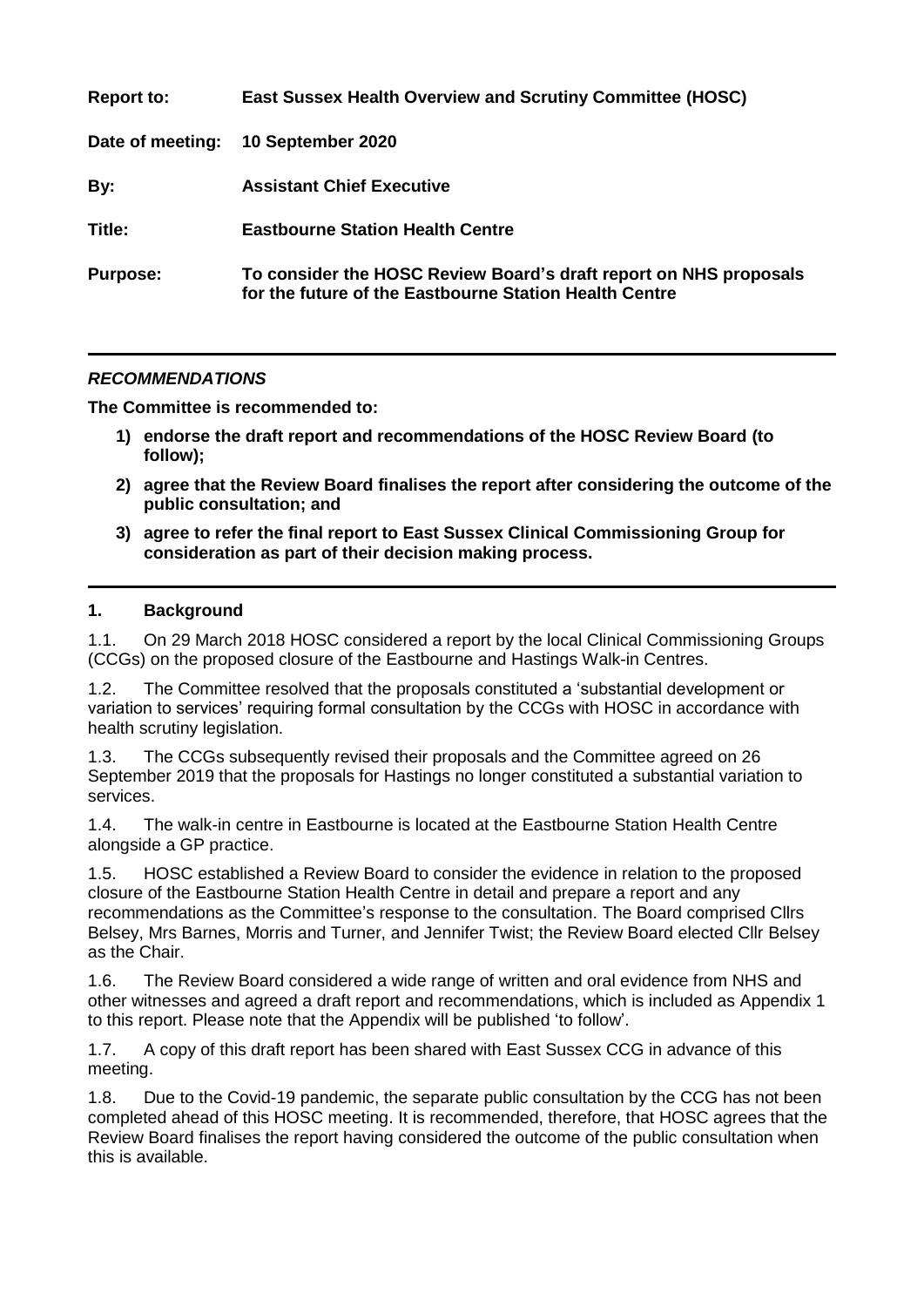**Report to:** **East Sussex Health Overview and Scrutiny Committee (HOSC)**

**Date of meeting:** **10 September 2020**

**By:** **Assistant Chief Executive**

**Title:** **Eastbourne Station Health Centre**

**Purpose:** **To consider the HOSC Review Board's draft report on NHS proposals for the future of the Eastbourne Station Health Centre**

---

***RECOMMENDATIONS***

**The Committee is recommended to:**

1) **endorse the draft report and recommendations of the HOSC Review Board (to follow);**
2) **agree that the Review Board finalises the report after considering the outcome of the public consultation; and**
3) **agree to refer the final report to East Sussex Clinical Commissioning Group for consideration as part of their decision making process.**

---

## 1. Background

1.1. On 29 March 2018 HOSC considered a report by the local Clinical Commissioning Groups (CCGs) on the proposed closure of the Eastbourne and Hastings Walk-in Centres.

1.2. The Committee resolved that the proposals constituted a 'substantial development or variation to services' requiring formal consultation by the CCGs with HOSC in accordance with health scrutiny legislation.

1.3. The CCGs subsequently revised their proposals and the Committee agreed on 26 September 2019 that the proposals for Hastings no longer constituted a substantial variation to services.

1.4. The walk-in centre in Eastbourne is located at the Eastbourne Station Health Centre alongside a GP practice.

1.5. HOSC established a Review Board to consider the evidence in relation to the proposed closure of the Eastbourne Station Health Centre in detail and prepare a report and any recommendations as the Committee's response to the consultation. The Board comprised Cllrs Belsey, Mrs Barnes, Morris and Turner, and Jennifer Twist; the Review Board elected Cllr Belsey as the Chair.

1.6. The Review Board considered a wide range of written and oral evidence from NHS and other witnesses and agreed a draft report and recommendations, which is included as Appendix 1 to this report. Please note that the Appendix will be published 'to follow'.

1.7. A copy of this draft report has been shared with East Sussex CCG in advance of this meeting.

1.8. Due to the Covid-19 pandemic, the separate public consultation by the CCG has not been completed ahead of this HOSC meeting. It is recommended, therefore, that HOSC agrees that the Review Board finalises the report having considered the outcome of the public consultation when this is available.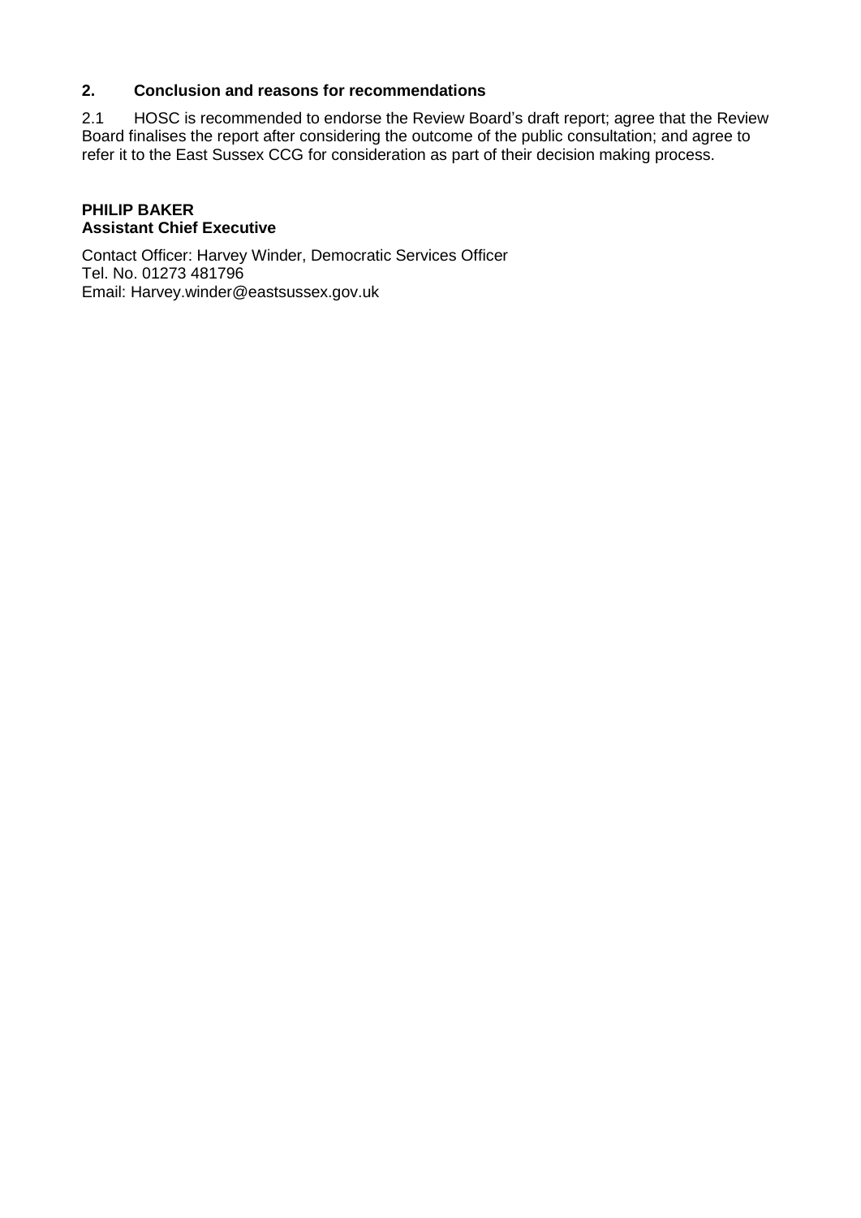## 2. Conclusion and reasons for recommendations

2.1 HOSC is recommended to endorse the Review Board's draft report; agree that the Review Board finalises the report after considering the outcome of the public consultation; and agree to refer it to the East Sussex CCG for consideration as part of their decision making process.

**PHILIP BAKER**
**Assistant Chief Executive**

Contact Officer: Harvey Winder, Democratic Services Officer
Tel. No. 01273 481796
Email: Harvey.winder@eastsussex.gov.uk